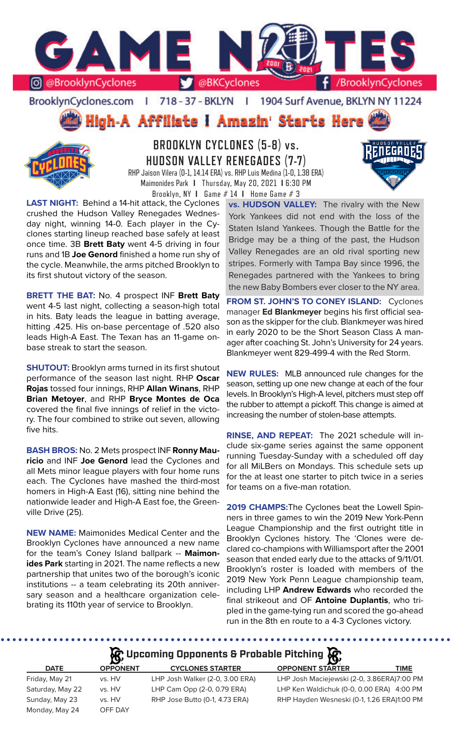# GAME NOTES

@BrooklynCyclones | @BKCyclones | /BrooklynCyclones

BrooklynCyclones.com | 718 - 37 - BKLYN | 1904 Surf Avenue, BKLYN NY 11224

**High-A Affiliate I Amazin' Starts Here**

## BROOKLYN CYCLONES (5-8) vs. HUDSON VALLEY RENEGADES (7-7)

RHP Jaison Vilera (0-1, 14.14 ERA) vs. RHP Luis Medina (1-0, 1.38 ERA)

Maimonides Park I Thursday, May 20, 2021 I 6:30 PM

Brooklyn, NY I Game # 14 I Home Game # 3

**LAST NIGHT:** Behind a 14-hit attack, the Cyclones crushed the Hudson Valley Renegades Wednesday night, winning 14-0. Each player in the Cyclones starting lineup reached base safely at least once time. 3B **Brett Baty** went 4-5 driving in four runs and 1B **Joe Genord** finished a home run shy of the cycle. Meanwhile, the arms pitched Brooklyn to its first shutout victory of the season.

**BRETT THE BAT:** No. 4 prospect INF **Brett Baty** went 4-5 last night, collecting a season-high total in hits. Baty leads the league in batting average, hitting .425. His on-base percentage of .520 also leads High-A East. The Texan has an 11-game on-base streak to start the season.

**SHUTOUT:** Brooklyn arms turned in its first shutout performance of the season last night. RHP **Oscar Rojas** tossed four innings, RHP **Allan Winans**, RHP **Brian Metoyer**, and RHP **Bryce Montes de Oca** covered the final five innings of relief in the victory. The four combined to strike out seven, allowing five hits.

**BASH BROS:** No. 2 Mets prospect INF **Ronny Mauricio** and INF **Joe Genord** lead the Cyclones and all Mets minor league players with four home runs each. The Cyclones have mashed the third-most homers in High-A East (16), sitting nine behind the nationwide leader and High-A East foe, the Greenville Drive (25).

**NEW NAME:** Maimonides Medical Center and the Brooklyn Cyclones have announced a new name for the team's Coney Island ballpark -- **Maimonides Park** starting in 2021. The name reflects a new partnership that unites two of the borough's iconic institutions -- a team celebrating its 20th anniversary season and a healthcare organization celebrating its 110th year of service to Brooklyn.

**vs. HUDSON VALLEY:** The rivalry with the New York Yankees did not end with the loss of the Staten Island Yankees. Though the Battle for the Bridge may be a thing of the past, the Hudson Valley Renegades are an old rival sporting new stripes. Formerly with Tampa Bay since 1996, the Renegades partnered with the Yankees to bring the new Baby Bombers ever closer to the NY area.

**FROM ST. JOHN'S TO CONEY ISLAND:** Cyclones manager **Ed Blankmeyer** begins his first official season as the skipper for the club. Blankmeyer was hired in early 2020 to be the Short Season Class A manager after coaching St. John's University for 24 years. Blankmeyer went 829-499-4 with the Red Storm.

**NEW RULES:** MLB announced rule changes for the season, setting up one new change at each of the four levels. In Brooklyn's High-A level, pitchers must step off the rubber to attempt a pickoff. This change is aimed at increasing the number of stolen-base attempts.

**RINSE, AND REPEAT:** The 2021 schedule will include six-game series against the same opponent running Tuesday-Sunday with a scheduled off day for all MiLBers on Mondays. This schedule sets up for the at least one starter to pitch twice in a series for teams on a five-man rotation.

**2019 CHAMPS:** The Cyclones beat the Lowell Spinners in three games to win the 2019 New York-Penn League Championship and the first outright title in Brooklyn Cyclones history. The 'Clones were declared co-champions with Williamsport after the 2001 season that ended early due to the attacks of 9/11/01. Brooklyn's roster is loaded with members of the 2019 New York Penn League championship team, including LHP **Andrew Edwards** who recorded the final strikeout and OF **Antoine Duplantis**, who tripled in the game-tying run and scored the go-ahead run in the 8th en route to a 4-3 Cyclones victory.

## Upcoming Opponents & Probable Pitching

| DATE | OPPONENT | CYCLONES STARTER | OPPONENT STARTER | TIME |
|---|---|---|---|---|
| Friday, May 21 | vs. HV | LHP Josh Walker (2-0, 3.00 ERA) | LHP Josh Maciejewski (2-0, 3.86ERA) | 7:00 PM |
| Saturday, May 22 | vs. HV | LHP Cam Opp (2-0, 0.79 ERA) | LHP Ken Waldichuk (0-0, 0.00 ERA) | 4:00 PM |
| Sunday, May 23 | vs. HV | RHP Jose Butto (0-1, 4.73 ERA) | RHP Hayden Wesneski (0-1, 1.26 ERA) | 1:00 PM |
| Monday, May 24 | OFF DAY | | | |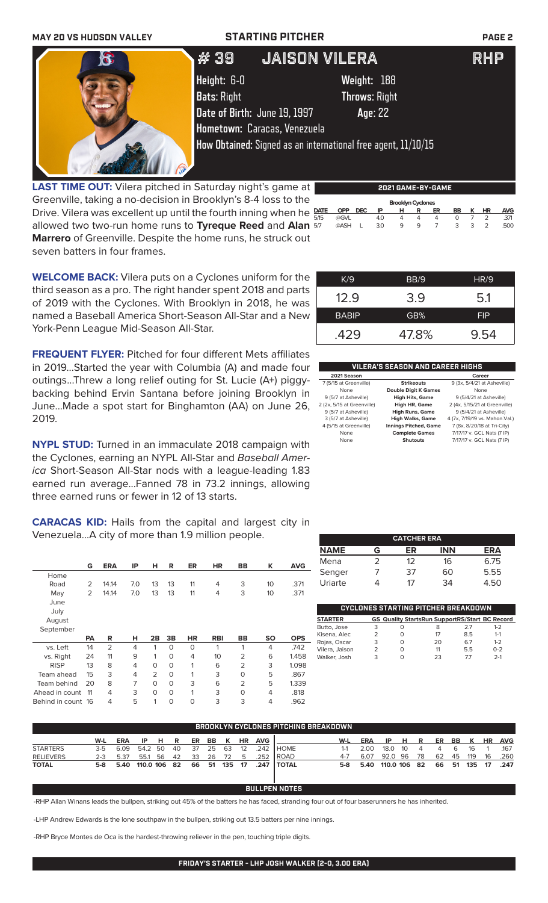MAY 20 VS HUDSON VALLEY — STARTING PITCHER

# #39 JAISON VILERA — RHP

**Height:** 6-0 **Weight:** 188
**Bats:** Right **Throws:** Right
**Date of Birth:** June 19, 1997 **Age:** 22
**Hometown:** Caracas, Venezuela
**How Obtained:** Signed as an international free agent, 11/10/15

**LAST TIME OUT:** Vilera pitched in Saturday night's game at Greenville, taking a no-decision in Brooklyn's 8-4 loss to the Drive. Vilera was excellent up until the fourth inning when he allowed two two-run home runs to **Tyreque Reed** and **Alan Marrero** of Greenville. Despite the home runs, he struck out seven batters in four frames.

**2021 GAME-BY-GAME**

| DATE | OPP | DEC | IP | H | R | ER | BB | K | HR | AVG |
|---|---|---|---|---|---|---|---|---|---|---|
| Brooklyn Cyclones | | | | | | | | | | |
| 5/15 | @GVL | | 4.0 | 4 | 4 | 4 | 0 | 7 | 2 | .371 |
| 5/7 | @ASH | L | 3.0 | 9 | 9 | 7 | 3 | 3 | 2 | .500 |

**WELCOME BACK:** Vilera puts on a Cyclones uniform for the third season as a pro. The right hander spent 2018 and parts of 2019 with the Cyclones. With Brooklyn in 2018, he was named a Baseball America Short-Season All-Star and a New York-Penn League Mid-Season All-Star.

| K/9 | BB/9 | HR/9 |
|---|---|---|
| 12.9 | 3.9 | 5.1 |
| **BABIP** | **GB%** | **FIP** |
| .429 | 47.8% | 9.54 |

**FREQUENT FLYER:** Pitched for four different Mets affiliates in 2019...Started the year with Columbia (A) and made four outings...Threw a long relief outing for St. Lucie (A+) piggy-backing behind Ervin Santana before joining Brooklyn in June...Made a spot start for Binghamton (AA) on June 26, 2019.

**VILERA'S SEASON AND CAREER HIGHS**

| 2021 Season | | Career |
|---|---|---|
| 7 (5/15 at Greenville) | Strikeouts | 9 (3x, 5/4/21 at Asheville) |
| None | Double Digit K Games | None |
| 9 (5/7 at Asheville) | High Hits, Game | 9 (5/4/21 at Asheville) |
| 2 (2x, 5/15 at Greenville) | High HR, Game | 2 (4x, 5/15/21 at Greenville) |
| 9 (5/7 at Asheville) | High Runs, Game | 9 (5/4/21 at Asheville) |
| 3 (5/7 at Asheville) | High Walks, Game | 4 (7x, 7/19/19 vs. Mahon.Val.) |
| 4 (5/15 at Greenville) | Innings Pitched, Game | 7 (8x, 8/20/18 at Tri-City) |
| None | Complete Games | 7/17/17 v. GCL Nats (7 IP) |
| None | Shutouts | 7/17/17 v. GCL Nats (7 IP) |

**NYPL STUD:** Turned in an immaculate 2018 campaign with the Cyclones, earning an NYPL All-Star and *Baseball America* Short-Season All-Star nods with a league-leading 1.83 earned run average...Fanned 78 in 73.2 innings, allowing three earned runs or fewer in 12 of 13 starts.

**CARACAS KID:** Hails from the capital and largest city in Venezuela...A city of more than 1.9 million people.

| | G | ERA | IP | H | R | ER | HR | BB | K | AVG |
|---|---|---|---|---|---|---|---|---|---|---|
| Home | | | | | | | | | | |
| Road | 2 | 14.14 | 7.0 | 13 | 13 | 11 | 4 | 3 | 10 | .371 |
| May | 2 | 14.14 | 7.0 | 13 | 13 | 11 | 4 | 3 | 10 | .371 |
| June | | | | | | | | | | |
| July | | | | | | | | | | |
| August | | | | | | | | | | |
| September | | | | | | | | | | |

| | PA | R | H | 2B | 3B | HR | RBI | BB | SO | OPS |
|---|---|---|---|---|---|---|---|---|---|---|
| vs. Left | 14 | 2 | 4 | 1 | 0 | 0 | 1 | 1 | 4 | .742 |
| vs. Right | 24 | 11 | 9 | 1 | 0 | 4 | 10 | 2 | 6 | 1.458 |
| RISP | 13 | 8 | 4 | 0 | 0 | 1 | 6 | 2 | 3 | 1.098 |
| Team ahead | 15 | 3 | 4 | 2 | 0 | 1 | 3 | 0 | 5 | .867 |
| Team behind | 20 | 8 | 7 | 0 | 0 | 3 | 6 | 2 | 5 | 1.339 |
| Ahead in count | 11 | 4 | 3 | 0 | 0 | 1 | 3 | 0 | 4 | .818 |
| Behind in count | 16 | 4 | 5 | 1 | 0 | 0 | 3 | 3 | 4 | .962 |

**CATCHER ERA**

| NAME | G | ER | INN | ERA |
|---|---|---|---|---|
| Mena | 2 | 12 | 16 | 6.75 |
| Senger | 7 | 37 | 60 | 5.55 |
| Uriarte | 4 | 17 | 34 | 4.50 |

**CYCLONES STARTING PITCHER BREAKDOWN**

| STARTER | GS | Quality Starts | Run Support | RS/Start | BC Record |
|---|---|---|---|---|---|
| Butto, Jose | 3 | 0 | 8 | 2.7 | 1-2 |
| Kisena, Alec | 2 | 0 | 17 | 8.5 | 1-1 |
| Rojas, Oscar | 3 | 0 | 20 | 6.7 | 1-2 |
| Vilera, Jaison | 2 | 0 | 11 | 5.5 | 0-2 |
| Walker, Josh | 3 | 0 | 23 | 7.7 | 2-1 |

**BROOKLYN CYCLONES PITCHING BREAKDOWN**

| | W-L | ERA | IP | H | R | ER | BB | K | HR | AVG |
|---|---|---|---|---|---|---|---|---|---|---|
| STARTERS | 3-5 | 6.09 | 54.2 | 50 | 40 | 37 | 25 | 63 | 12 | .242 |
| RELIEVERS | 2-3 | 5.37 | 55.1 | 56 | 42 | 33 | 26 | 72 | 5 | .252 |
| TOTAL | 5-8 | 5.40 | 110.0 | 106 | 82 | 66 | 51 | 135 | 17 | .247 |

| | W-L | ERA | IP | H | R | ER | BB | K | HR | AVG |
|---|---|---|---|---|---|---|---|---|---|---|
| HOME | 1-1 | 2.00 | 18.0 | 10 | 4 | 4 | 6 | 16 | 1 | .167 |
| ROAD | 4-7 | 6.07 | 92.0 | 96 | 78 | 62 | 45 | 119 | 16 | .260 |
| TOTAL | 5-8 | 5.40 | 110.0 | 106 | 82 | 66 | 51 | 135 | 17 | .247 |

**BULLPEN NOTES**

-RHP Allan Winans leads the bullpen, striking out 45% of the batters he has faced, stranding four out of four baserunners he has inherited.

-LHP Andrew Edwards is the lone southpaw in the bullpen, striking out 13.5 batters per nine innings.

-RHP Bryce Montes de Oca is the hardest-throwing reliever in the pen, touching triple digits.

**FRIDAY'S STARTER - LHP JOSH WALKER (2-0, 3.00 ERA)**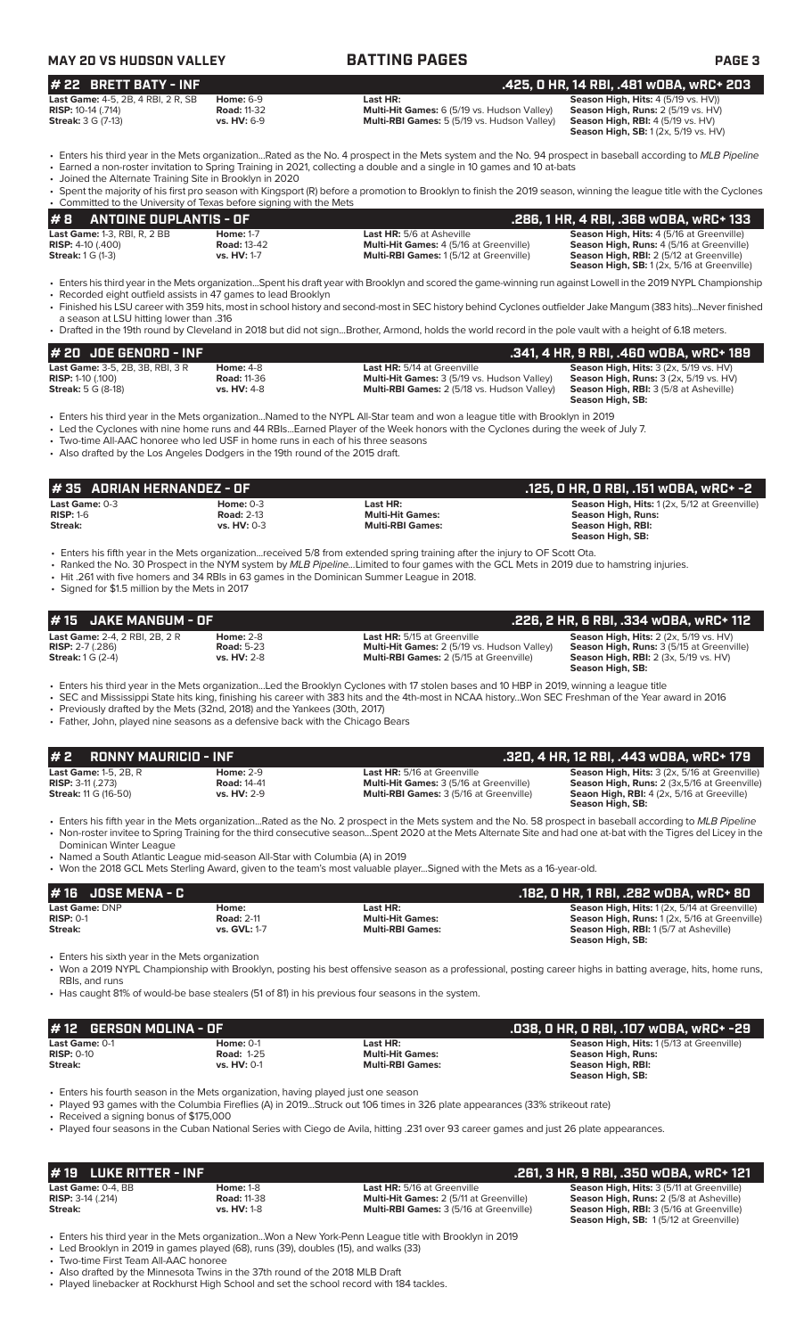## # 22 BRETT BATY - INF
**.425, 0 HR, 14 RBI, .481 wOBA, wRC+ 203**

**Last Game:** 4-5, 2B, 4 RBI, 2 R, SB
**RISP:** 10-14 (.714)
**Streak:** 3 G (7-13)

**Home:** 6-9
**Road:** 11-32
**vs. HV:** 6-9

**Last HR:**
**Multi-Hit Games:** 6 (5/19 vs. Hudson Valley)
**Multi-RBI Games:** 5 (5/19 vs. Hudson Valley)

**Season High, Hits:** 4 (5/19 vs. HV))
**Season High, Runs:** 2 (5/19 vs. HV)
**Season High, RBI:** 4 (5/19 vs. HV)
**Season High, SB:** 1 (2x, 5/19 vs. HV)

- Enters his third year in the Mets organization...Rated as the No. 4 prospect in the Mets system and the No. 94 prospect in baseball according to *MLB Pipeline*
- Earned a non-roster invitation to Spring Training in 2021, collecting a double and a single in 10 games and 10 at-bats
- Joined the Alternate Training Site in Brooklyn in 2020
- Spent the majority of his first pro season with Kingsport (R) before a promotion to Brooklyn to finish the 2019 season, winning the league title with the Cyclones
- Committed to the University of Texas before signing with the Mets

## # 8 ANTOINE DUPLANTIS - OF
**.286, 1 HR, 4 RBI, .368 wOBA, wRC+ 133**

**Last Game:** 1-3, RBI, R, 2 BB
**RISP:** 4-10 (.400)
**Streak:** 1 G (1-3)

**Home:** 1-7
**Road:** 13-42
**vs. HV:** 1-7

**Last HR:** 5/6 at Asheville
**Multi-Hit Games:** 4 (5/16 at Greenville)
**Multi-RBI Games:** 1 (5/12 at Greenville)

**Season High, Hits:** 4 (5/16 at Greenville)
**Season High, Runs:** 4 (5/16 at Greenville)
**Season High, RBI:** 2 (5/12 at Greenville)
**Season High, SB:** 1 (2x, 5/16 at Greenville)

- Enters his third year in the Mets organization...Spent his draft year with Brooklyn and scored the game-winning run against Lowell in the 2019 NYPL Championship
- Recorded eight outfield assists in 47 games to lead Brooklyn
- Finished his LSU career with 359 hits, most in school history and second-most in SEC history behind Cyclones outfielder Jake Mangum (383 hits)...Never finished a season at LSU hitting lower than .316
- Drafted in the 19th round by Cleveland in 2018 but did not sign...Brother, Armond, holds the world record in the pole vault with a height of 6.18 meters.

## # 20 JOE GENORD - INF
**.341, 4 HR, 9 RBI, .460 wOBA, wRC+ 189**

**Last Game:** 3-5, 2B, 3B, RBI, 3 R
**RISP:** 1-10 (.100)
**Streak:** 5 G (8-18)

**Home:** 4-8
**Road:** 11-36
**vs. HV:** 4-8

**Last HR:** 5/14 at Greenville
**Multi-Hit Games:** 3 (5/19 vs. Hudson Valley)
**Multi-RBI Games:** 2 (5/18 vs. Hudson Valley)

**Season High, Hits:** 3 (2x, 5/19 vs. HV)
**Season High, Runs:** 3 (2x, 5/19 vs. HV)
**Season High, RBI:** 3 (5/8 at Asheville)
**Season High, SB:**

- Enters his third year in the Mets organization...Named to the NYPL All-Star team and won a league title with Brooklyn in 2019
- Led the Cyclones with nine home runs and 44 RBIs...Earned Player of the Week honors with the Cyclones during the week of July 7.
- Two-time All-AAC honoree who led USF in home runs in each of his three seasons
- Also drafted by the Los Angeles Dodgers in the 19th round of the 2015 draft.

## # 35 ADRIAN HERNANDEZ - OF
**.125, 0 HR, 0 RBI, .151 wOBA, wRC+ -2**

**Last Game:** 0-3
**RISP:** 1-6
**Streak:**

**Home:** 0-3
**Road:** 2-13
**vs. HV:** 0-3

**Last HR:**
**Multi-Hit Games:**
**Multi-RBI Games:**

**Season High, Hits:** 1 (2x, 5/12 at Greenville)
**Season High, Runs:**
**Season High, RBI:**
**Season High, SB:**

- Enters his fifth year in the Mets organization...received 5/8 from extended spring training after the injury to OF Scott Ota.
- Ranked the No. 30 Prospect in the NYM system by *MLB Pipeline*...Limited to four games with the GCL Mets in 2019 due to hamstring injuries.
- Hit .261 with five homers and 34 RBIs in 63 games in the Dominican Summer League in 2018.
- Signed for $1.5 million by the Mets in 2017

## # 15 JAKE MANGUM - OF
**.226, 2 HR, 6 RBI, .334 wOBA, wRC+ 112**

**Last Game:** 2-4, 2 RBI, 2B, 2 R
**RISP:** 2-7 (.286)
**Streak:** 1 G (2-4)

**Home:** 2-8
**Road:** 5-23
**vs. HV:** 2-8

**Last HR:** 5/15 at Greenville
**Multi-Hit Games:** 2 (5/19 vs. Hudson Valley)
**Multi-RBI Games:** 2 (5/15 at Greenville)

**Season High, Hits:** 2 (2x, 5/19 vs. HV)
**Season High, Runs:** 3 (5/15 at Greenville)
**Season High, RBI:** 2 (3x, 5/19 vs. HV)
**Season High, SB:**

- Enters his third year in the Mets organization...Led the Brooklyn Cyclones with 17 stolen bases and 10 HBP in 2019, winning a league title
- SEC and Mississippi State hits king, finishing his career with 383 hits and the 4th-most in NCAA history...Won SEC Freshman of the Year award in 2016
- Previously drafted by the Mets (32nd, 2018) and the Yankees (30th, 2017)
- Father, John, played nine seasons as a defensive back with the Chicago Bears

## # 2 RONNY MAURICIO - INF
**.320, 4 HR, 12 RBI, .443 wOBA, wRC+ 179**

**Last Game:** 1-5, 2B, R
**RISP:** 3-11 (.273)
**Streak:** 11 G (16-50)

**Home:** 2-9
**Road:** 14-41
**vs. HV:** 2-9

**Last HR:** 5/16 at Greenville
**Multi-Hit Games:** 3 (5/16 at Greenville)
**Multi-RBI Games:** 3 (5/16 at Greenville)

**Season High, Hits:** 3 (2x, 5/16 at Greenville)
**Season High, Runs:** 2 (3x,5/16 at Greenville)
**Seaon High, RBI:** 4 (2x, 5/16 at Greeville)
**Season High, SB:**

- Enters his fifth year in the Mets organization...Rated as the No. 2 prospect in the Mets system and the No. 58 prospect in baseball according to *MLB Pipeline*
- Non-roster invitee to Spring Training for the third consecutive season...Spent 2020 at the Mets Alternate Site and had one at-bat with the Tigres del Licey in the Dominican Winter League
- Named a South Atlantic League mid-season All-Star with Columbia (A) in 2019
- Won the 2018 GCL Mets Sterling Award, given to the team's most valuable player...Signed with the Mets as a 16-year-old.

## # 16 JOSE MENA - C
**.182, 0 HR, 1 RBI, .282 wOBA, wRC+ 80**

**Last Game:** DNP
**RISP:** 0-1
**Streak:**

**Home:**
**Road:** 2-11
**vs. GVL:** 1-7

**Last HR:**
**Multi-Hit Games:**
**Multi-RBI Games:**

**Season High, Hits:** 1 (2x, 5/14 at Greenville)
**Season High, Runs:** 1 (2x, 5/16 at Greenville)
**Season High, RBI:** 1 (5/7 at Asheville)
**Season High, SB:**

- Enters his sixth year in the Mets organization
- Won a 2019 NYPL Championship with Brooklyn, posting his best offensive season as a professional, posting career highs in batting average, hits, home runs, RBIs, and runs
- Has caught 81% of would-be base stealers (51 of 81) in his previous four seasons in the system.

## # 12 GERSON MOLINA - OF
**.038, 0 HR, 0 RBI, .107 wOBA, wRC+ -29**

**Last Game:** 0-1
**RISP:** 0-10
**Streak:**

**Home:** 0-1
**Road:** 1-25
**vs. HV:** 0-1

**Last HR:**
**Multi-Hit Games:**
**Multi-RBI Games:**

**Season High, Hits:** 1 (5/13 at Greenville)
**Season High, Runs:**
**Season High, RBI:**
**Season High, SB:**

- Enters his fourth season in the Mets organization, having played just one season
- Played 93 games with the Columbia Fireflies (A) in 2019...Struck out 106 times in 326 plate appearances (33% strikeout rate)
- Received a signing bonus of $175,000
- Played four seasons in the Cuban National Series with Ciego de Avila, hitting .231 over 93 career games and just 26 plate appearances.

## # 19 LUKE RITTER - INF
**.261, 3 HR, 9 RBI, .350 wOBA, wRC+ 121**

**Last Game:** 0-4, BB
**RISP:** 3-14 (.214)
**Streak:**

**Home:** 1-8
**Road:** 11-38
**vs. HV:** 1-8

**Last HR:** 5/16 at Greenville
**Multi-Hit Games:** 2 (5/11 at Greenville)
**Multi-RBI Games:** 3 (5/16 at Greenville)

**Season High, Hits:** 3 (5/11 at Greenville)
**Season High, Runs:** 2 (5/8 at Asheville)
**Season High, RBI:** 3 (5/16 at Greenville)
**Season High, SB:** 1 (5/12 at Greenville)

- Enters his third year in the Mets organization...Won a New York-Penn League title with Brooklyn in 2019
- Led Brooklyn in 2019 in games played (68), runs (39), doubles (15), and walks (33)
- Two-time First Team All-AAC honoree
- Also drafted by the Minnesota Twins in the 37th round of the 2018 MLB Draft
- Played linebacker at Rockhurst High School and set the school record with 184 tackles.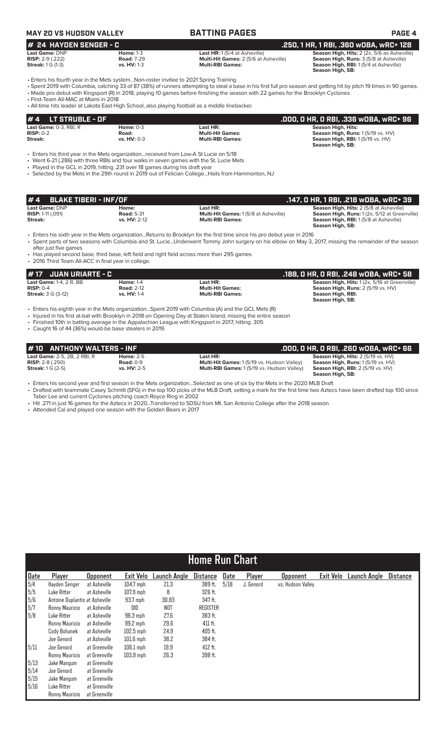**MAY 20 VS HUDSON VALLEY** — **BATTING PAGES**

## # 24 HAYDEN SENGER - C — .250, 1 HR, 1 RBI, .360 wOBA, wRC+ 128

| | | | |
|---|---|---|---|
| **Last Game:** DNP | **Home:** 1-3 | **Last HR:** 1 (5/4 at Asheville) | **Season High, Hits:** 2 (2x, 5/6 as Asheville) |
| **RISP:** 2-9 (.222) | **Road:** 7-29 | **Multi-Hit Games:** 2 (5/6 at Asheville) | **Season High, Runs:** 3 (5/8 at Asheville) |
| **Streak:** 1 G (1-3) | **vs. HV:** 1-3 | **Multi-RBI Games:** | **Season High, RBI:** 1 (5/4 at Asheville) |
| | | | **Season High, SB:** |

- Enters his fourth year in the Mets system...Non-roster invitee to 2021 Spring Training
- Spent 2019 with Columbia, catching 33 of 87 (38%) of runners attempting to steal a base in his first full pro season and getting hit by pitch 19 times in 90 games.
- Made pro debut with Kingsport (R) in 2018, playing 10 games before finishing the season with 22 games for the Brooklyn Cyclones
- First-Team All-MAC at Miami in 2018
- All-time hits leader at Lakota East High School, also playing football as a middle linebacker.

## # 4 LT STRUBLE - OF — .000, 0 HR, 0 RBI, .336 wOBA, wRC+ 96

| | | | |
|---|---|---|---|
| **Last Game:** 0-3, RBI, R | **Home:** 0-3 | **Last HR:** | **Season High, Hits:** |
| **RISP:** 0-2 | **Road:** | **Multi-Hit Games:** | **Season High, Runs:** 1 (5/19 vs. HV) |
| **Streak:** | **vs. HV:** 0-3 | **Multi-RBI Games:** | **Season High, RBI:** 1 (5/19 vs. HV) |
| | | | **Season High, SB:** |

- Enters his third year in the Mets organization...received from Low-A St Lucie on 5/18
- Went 6-21 (.286) with three RBIs and four walks in seven games with the St. Lucie Mets
- Played in the GCL in 2019, hitting .231 over 18 games during his draft year
- Selected by the Mets in the 29th round in 2019 out of Felician College...Hails from Hammonton, NJ

## # 4 BLAKE TIBERI - INF/OF — .147, 0 HR, 1 RBI, .218 wOBA, wRC+ 39

| | | | |
|---|---|---|---|
| **Last Game:** DNP | **Home:** | **Last HR:** | **Season High, Hits:** 2 (5/8 at Asheville) |
| **RISP:** 1-11 (.091) | **Road:** 5-31 | **Multi-Hit Games:** 1 (5/8 at Asheville) | **Season High, Runs:** 1 (2x, 5/12 at Greenville) |
| **Streak:** | **vs. HV:** 2-12 | **Multi-RBI Games:** | **Season High, RBI:** 1 (5/8 at Asheville) |
| | | | **Season High, SB:** |

- Enters his sixth year in the Mets organization...Returns to Brooklyn for the first time since his pro debut year in 2016
- Spent parts of two seasons with Columbia and St. Lucie...Underwent Tommy John surgery on his elbow on May 3, 2017, missing the remainder of the season after just five games
- Has played second base, third base, left field and right field across more than 295 games
- 2016 Third Team All-ACC in final year in college.

## # 17 JUAN URIARTE - C — .188, 0 HR, 0 RBI, .248 wOBA, wRC+ 58

| | | | |
|---|---|---|---|
| **Last Game:** 1-4, 2 R, BB | **Home:** 1-4 | **Last HR:** | **Season High, Hits:** 1 (2x, 5/16 at Greenville) |
| **RISP:** 0-4 | **Road:** 2-12 | **Multi-Hit Games:** | **Season High, Runs:** 2 (5/19 vs. HV) |
| **Streak:** 3 G (3-12) | **vs. HV:** 1-4 | **Multi-RBI Games:** | **Season High, RBI:** |
| | | | **Season High, SB:** |

- Enters his eighth year in the Mets organization...Spent 2019 with Columbia (A) and the GCL Mets (R)
- Injured in his first at-bat with Brooklyn in 2018 on Opening Day at Staten Island, missing the entire season
- Finished 10th in batting average in the Appalachian League with Kingsport in 2017, hitting .305
- Caught 16 of 44 (36%) would-be base stealers in 2019.

## # 10 ANTHONY WALTERS - INF — .000, 0 HR, 0 RBI, .260 wOBA, wRC+ 66

| | | | |
|---|---|---|---|
| **Last Game:** 2-5, 2B, 2 RBI, R | **Home:** 2-5 | **Last HR:** | **Season High, Hits:** 2 (5/19 vs. HV) |
| **RISP:** 2-8 (.250) | **Road:** 0-9 | **Multi-Hit Games:** 1 (5/19 vs. Hudson Valley) | **Season High, Runs:** 1 (5/19 vs. HV) |
| **Streak:** 1 G (2-5) | **vs. HV:** 2-5 | **Multi-RBI Games:** 1 (5/19 vs. Hudson Valley) | **Season High, RBI:** 2 (5/19 vs. HV) |
| | | | **Season High, SB:** |

- Enters his second year and first season in the Mets organization...Selected as one of six by the Mets in the 2020 MLB Draft
- Drafted with teammate Casey Schmitt (SFG) in the top 100 picks of the MLB Draft, setting a mark for the first time two Aztecs have been drafted top 100 since Taber Lee and current Cyclones pitching coach Royce Ring in 2002
- Hit .271 in just 16 games for the Aztecs in 2020...Transferred to SDSU from Mt. San Antonio College after the 2018 season
- Attended Cal and played one season with the Golden Bears in 2017

## Home Run Chart

| Date | Player | Opponent | Exit Velo | Launch Angle | Distance | Date | Player | Opponent | Exit Velo | Launch Angle | Distance |
|---|---|---|---|---|---|---|---|---|---|---|---|
| 5/4 | Hayden Senger | at Asheville | 104.7 mph | 21.3 | 389 ft. | 5/18 | J. Genord | vs. Hudson Valley | | | |
| 5/5 | Luke Ritter | at Asheville | 107.9 mph | 8 | 326 ft. | | | | | | |
| 5/6 | Antoine Duplantis | at Asheville | 93.7 mph | 30.83 | 347 ft. | | | | | | |
| 5/7 | Ronny Mauricio | at Asheville | DID | NOT | REGISTER | | | | | | |
| 5/8 | Luke Ritter | at Asheville | 98.3 mph | 27.6 | 383 ft. | | | | | | |
| | Ronny Mauricio | at Asheville | 99.2 mph | 29.6 | 411 ft. | | | | | | |
| | Cody Bohanek | at Asheville | 102.5 mph | 24.9 | 405 ft. | | | | | | |
| | Joe Genord | at Asheville | 101.6 mph | 38.2 | 384 ft. | | | | | | |
| 5/11 | Joe Genord | at Greenville | 106.1 mph | 19.9 | 412 ft. | | | | | | |
| | Ronny Mauricio | at Greenville | 103.9 mph | 26.3 | 398 ft. | | | | | | |
| 5/13 | Jake Mangum | at Greenville | | | | | | | | | |
| 5/14 | Joe Genord | at Greenville | | | | | | | | | |
| 5/15 | Jake Mangum | at Greenville | | | | | | | | | |
| 5/16 | Luke Ritter | at Greenville | | | | | | | | | |
| | Ronny Mauricio | at Greenville | | | | | | | | | |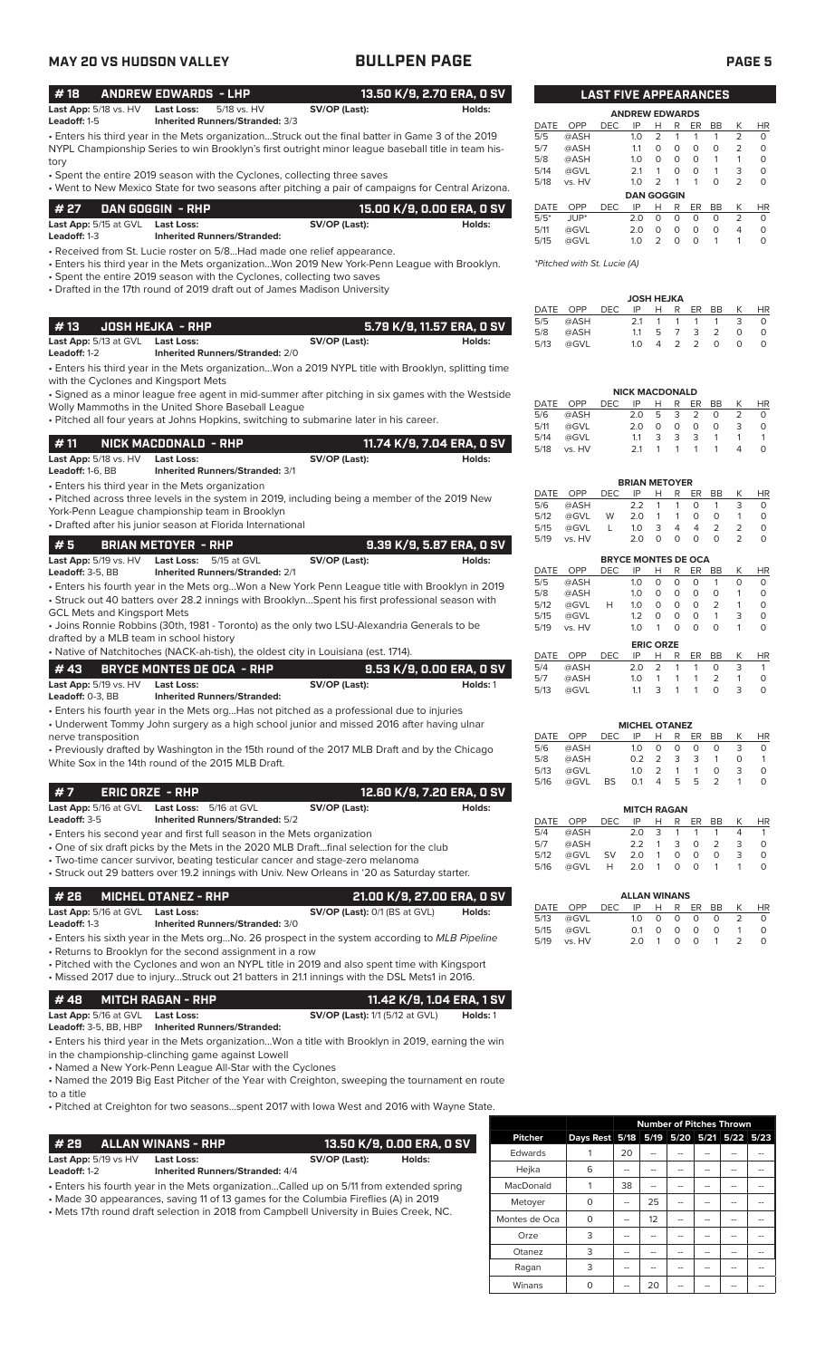## MAY 20 VS HUDSON VALLEY — BULLPEN PAGE

### # 18 ANDREW EDWARDS - LHP — 13.50 K/9, 2.70 ERA, 0 SV

**Last App:** 5/18 vs. HV **Last Loss:** 5/18 vs. HV **SV/OP (Last):** **Holds:**
**Leadoff:** 1-5 **Inherited Runners/Stranded:** 3/3

- Enters his third year in the Mets organization...Struck out the final batter in Game 3 of the 2019 NYPL Championship Series to win Brooklyn's first outright minor league baseball title in team history
- Spent the entire 2019 season with the Cyclones, collecting three saves
- Went to New Mexico State for two seasons after pitching a pair of campaigns for Central Arizona.

### # 27 DAN GOGGIN - RHP — 15.00 K/9, 0.00 ERA, 0 SV

**Last App:** 5/15 at GVL **Last Loss:** **SV/OP (Last):** **Holds:**
**Leadoff:** 1-3 **Inherited Runners/Stranded:**

- Received from St. Lucie roster on 5/8...Had made one relief appearance.
- Enters his third year in the Mets organization...Won 2019 New York-Penn League with Brooklyn.
- Spent the entire 2019 season with the Cyclones, collecting two saves
- Drafted in the 17th round of 2019 draft out of James Madison University

### # 13 JOSH HEJKA - RHP — 5.79 K/9, 11.57 ERA, 0 SV

**Last App:** 5/13 at GVL **Last Loss:** **SV/OP (Last):** **Holds:**
**Leadoff:** 1-2 **Inherited Runners/Stranded:** 2/0

- Enters his third year in the Mets organization...Won a 2019 NYPL title with Brooklyn, splitting time with the Cyclones and Kingsport Mets
- Signed as a minor league free agent in mid-summer after pitching in six games with the Westside Wolly Mammoths in the United Shore Baseball League
- Pitched all four years at Johns Hopkins, switching to submarine later in his career.

### # 11 NICK MACDONALD - RHP — 11.74 K/9, 7.04 ERA, 0 SV

**Last App:** 5/18 vs. HV **Last Loss:** **SV/OP (Last):** **Holds:**
**Leadoff:** 1-6, BB **Inherited Runners/Stranded:** 3/1

- Enters his third year in the Mets organization
- Pitched across three levels in the system in 2019, including being a member of the 2019 New York-Penn League championship team in Brooklyn
- Drafted after his junior season at Florida International

### # 5 BRIAN METOYER - RHP — 9.39 K/9, 5.87 ERA, 0 SV

**Last App:** 5/19 vs. HV **Last Loss:** 5/15 at GVL **SV/OP (Last):** **Holds:**
**Leadoff:** 3-5, BB **Inherited Runners/Stranded:** 2/1

- Enters his fourth year in the Mets org...Won a New York Penn League title with Brooklyn in 2019
- Struck out 40 batters over 28.2 innings with Brooklyn...Spent his first professional season with GCL Mets and Kingsport Mets
- Joins Ronnie Robbins (30th, 1981 - Toronto) as the only two LSU-Alexandria Generals to be drafted by a MLB team in school history
- Native of Natchitoches (NACK-ah-tish), the oldest city in Louisiana (est. 1714).

### # 43 BRYCE MONTES DE OCA - RHP — 9.53 K/9, 0.00 ERA, 0 SV

**Last App:** 5/19 vs. HV **Last Loss:** **SV/OP (Last):** **Holds:** 1
**Leadoff:** 0-3, BB **Inherited Runners/Stranded:**

- Enters his fourth year in the Mets org...Has not pitched as a professional due to injuries
- Underwent Tommy John surgery as a high school junior and missed 2016 after having ulnar nerve transposition
- Previously drafted by Washington in the 15th round of the 2017 MLB Draft and by the Chicago White Sox in the 14th round of the 2015 MLB Draft.

### # 7 ERIC ORZE - RHP — 12.60 K/9, 7.20 ERA, 0 SV

**Last App:** 5/16 at GVL **Last Loss:** 5/16 at GVL **SV/OP (Last):** **Holds:**
**Leadoff:** 3-5 **Inherited Runners/Stranded:** 5/2

- Enters his second year and first full season in the Mets organization
- One of six draft picks by the Mets in the 2020 MLB Draft...final selection for the club
- Two-time cancer survivor, beating testicular cancer and stage-zero melanoma
- Struck out 29 batters over 19.2 innings with Univ. New Orleans in '20 as Saturday starter.

### # 26 MICHEL OTANEZ - RHP — 21.00 K/9, 27.00 ERA, 0 SV

**Last App:** 5/16 at GVL **Last Loss:** **SV/OP (Last):** 0/1 (BS at GVL) **Holds:**
**Leadoff:** 1-3 **Inherited Runners/Stranded:** 3/0

- Enters his sixth year in the Mets org...No. 26 prospect in the system according to *MLB Pipeline*
- Returns to Brooklyn for the second assignment in a row
- Pitched with the Cyclones and won an NYPL title in 2019 and also spent time with Kingsport
- Missed 2017 due to injury...Struck out 21 batters in 21.1 innings with the DSL Mets1 in 2016.

### # 48 MITCH RAGAN - RHP — 11.42 K/9, 1.04 ERA, 1 SV

**Last App:** 5/16 at GVL **Last Loss:** **SV/OP (Last):** 1/1 (5/12 at GVL) **Holds:** 1
**Leadoff:** 3-5, BB, HBP **Inherited Runners/Stranded:**

- Enters his third year in the Mets organization...Won a title with Brooklyn in 2019, earning the win in the championship-clinching game against Lowell
- Named a New York-Penn League All-Star with the Cyclones
- Named the 2019 Big East Pitcher of the Year with Creighton, sweeping the tournament en route to a title
- Pitched at Creighton for two seasons...spent 2017 with Iowa West and 2016 with Wayne State.

### # 29 ALLAN WINANS - RHP — 13.50 K/9, 0.00 ERA, 0 SV

**Last App:** 5/19 vs HV **Last Loss:** **SV/OP (Last):** **Holds:**
**Leadoff:** 1-2 **Inherited Runners/Stranded:** 4/4

- Enters his fourth year in the Mets organization...Called up on 5/11 from extended spring
- Made 30 appearances, saving 11 of 13 games for the Columbia Fireflies (A) in 2019
- Mets 17th round draft selection in 2018 from Campbell University in Buies Creek, NC.

## LAST FIVE APPEARANCES

**ANDREW EDWARDS**

| DATE | OPP | DEC | IP | H | R | ER | BB | K | HR |
|---|---|---|---|---|---|---|---|---|---|
| 5/5 | @ASH | | 1.0 | 2 | 1 | 1 | 1 | 2 | 0 |
| 5/7 | @ASH | | 1.1 | 0 | 0 | 0 | 0 | 2 | 0 |
| 5/8 | @ASH | | 1.0 | 0 | 0 | 0 | 1 | 1 | 0 |
| 5/14 | @GVL | | 2.1 | 1 | 0 | 0 | 1 | 3 | 0 |
| 5/18 | vs. HV | | 1.0 | 2 | 1 | 1 | 0 | 2 | 0 |

**DAN GOGGIN**

| DATE | OPP | DEC | IP | H | R | ER | BB | K | HR |
|---|---|---|---|---|---|---|---|---|---|
| 5/5* | JUP* | | 2.0 | 0 | 0 | 0 | 0 | 2 | 0 |
| 5/11 | @GVL | | 2.0 | 0 | 0 | 0 | 0 | 4 | 0 |
| 5/15 | @GVL | | 1.0 | 2 | 0 | 0 | 1 | 1 | 0 |

*Pitched with St. Lucie (A)*

**JOSH HEJKA**

| DATE | OPP | DEC | IP | H | R | ER | BB | K | HR |
|---|---|---|---|---|---|---|---|---|---|
| 5/5 | @ASH | | 2.1 | 1 | 1 | 1 | 1 | 3 | 0 |
| 5/8 | @ASH | | 1.1 | 5 | 7 | 3 | 2 | 0 | 0 |
| 5/13 | @GVL | | 1.0 | 4 | 2 | 2 | 0 | 0 | 0 |

**NICK MACDONALD**

| DATE | OPP | DEC | IP | H | R | ER | BB | K | HR |
|---|---|---|---|---|---|---|---|---|---|
| 5/6 | @ASH | | 2.0 | 5 | 3 | 2 | 0 | 2 | 0 |
| 5/11 | @GVL | | 2.0 | 0 | 0 | 0 | 0 | 3 | 0 |
| 5/14 | @GVL | | 1.1 | 3 | 3 | 3 | 1 | 1 | 1 |
| 5/18 | vs. HV | | 2.1 | 1 | 1 | 1 | 1 | 4 | 0 |

**BRIAN METOYER**

| DATE | OPP | DEC | IP | H | R | ER | BB | K | HR |
|---|---|---|---|---|---|---|---|---|---|
| 5/6 | @ASH | | 2.2 | 1 | 1 | 0 | 1 | 3 | 0 |
| 5/12 | @GVL | W | 2.0 | 1 | 1 | 0 | 0 | 1 | 0 |
| 5/15 | @GVL | L | 1.0 | 3 | 4 | 4 | 2 | 2 | 0 |
| 5/19 | vs. HV | | 2.0 | 0 | 0 | 0 | 0 | 2 | 0 |

**BRYCE MONTES DE OCA**

| DATE | OPP | DEC | IP | H | R | ER | BB | K | HR |
|---|---|---|---|---|---|---|---|---|---|
| 5/5 | @ASH | | 1.0 | 0 | 0 | 0 | 1 | 0 | 0 |
| 5/8 | @ASH | | 1.0 | 0 | 0 | 0 | 0 | 1 | 0 |
| 5/12 | @GVL | H | 1.0 | 0 | 0 | 0 | 2 | 1 | 0 |
| 5/15 | @GVL | | 1.2 | 0 | 0 | 0 | 1 | 3 | 0 |
| 5/19 | vs. HV | | 1.0 | 1 | 0 | 0 | 0 | 1 | 0 |

**ERIC ORZE**

| DATE | OPP | DEC | IP | H | R | ER | BB | K | HR |
|---|---|---|---|---|---|---|---|---|---|
| 5/4 | @ASH | | 2.0 | 2 | 1 | 1 | 0 | 3 | 1 |
| 5/7 | @ASH | | 1.0 | 1 | 1 | 1 | 2 | 1 | 0 |
| 5/13 | @GVL | | 1.1 | 3 | 1 | 1 | 0 | 3 | 0 |

**MICHEL OTANEZ**

| DATE | OPP | DEC | IP | H | R | ER | BB | K | HR |
|---|---|---|---|---|---|---|---|---|---|
| 5/6 | @ASH | | 1.0 | 0 | 0 | 0 | 0 | 3 | 0 |
| 5/8 | @ASH | | 0.2 | 2 | 3 | 3 | 1 | 0 | 1 |
| 5/13 | @GVL | | 1.0 | 2 | 1 | 1 | 0 | 3 | 0 |
| 5/16 | @GVL | BS | 0.1 | 4 | 5 | 5 | 2 | 1 | 0 |

**MITCH RAGAN**

| DATE | OPP | DEC | IP | H | R | ER | BB | K | HR |
|---|---|---|---|---|---|---|---|---|---|
| 5/4 | @ASH | | 2.0 | 3 | 1 | 1 | 1 | 4 | 1 |
| 5/7 | @ASH | | 2.2 | 1 | 3 | 0 | 2 | 3 | 0 |
| 5/12 | @GVL | SV | 2.0 | 1 | 0 | 0 | 0 | 3 | 0 |
| 5/16 | @GVL | H | 2.0 | 1 | 0 | 0 | 1 | 1 | 0 |

**ALLAN WINANS**

| DATE | OPP | DEC | IP | H | R | ER | BB | K | HR |
|---|---|---|---|---|---|---|---|---|---|
| 5/13 | @GVL | | 1.0 | 0 | 0 | 0 | 0 | 2 | 0 |
| 5/15 | @GVL | | 0.1 | 0 | 0 | 0 | 0 | 1 | 0 |
| 5/19 | vs. HV | | 2.0 | 1 | 0 | 0 | 1 | 2 | 0 |

| Pitcher | Days Rest | Number of Pitches Thrown | | | | | |
|---|---|---|---|---|---|---|---|
| | | 5/18 | 5/19 | 5/20 | 5/21 | 5/22 | 5/23 |
| Edwards | 1 | 20 | -- | -- | -- | -- | -- |
| Hejka | 6 | -- | -- | -- | -- | -- | -- |
| MacDonald | 1 | 38 | -- | -- | -- | -- | -- |
| Metoyer | 0 | -- | 25 | -- | -- | -- | -- |
| Montes de Oca | 0 | -- | 12 | -- | -- | -- | -- |
| Orze | 3 | -- | -- | -- | -- | -- | -- |
| Otanez | 3 | -- | -- | -- | -- | -- | -- |
| Ragan | 3 | -- | -- | -- | -- | -- | -- |
| Winans | 0 | -- | 20 | -- | -- | -- | -- |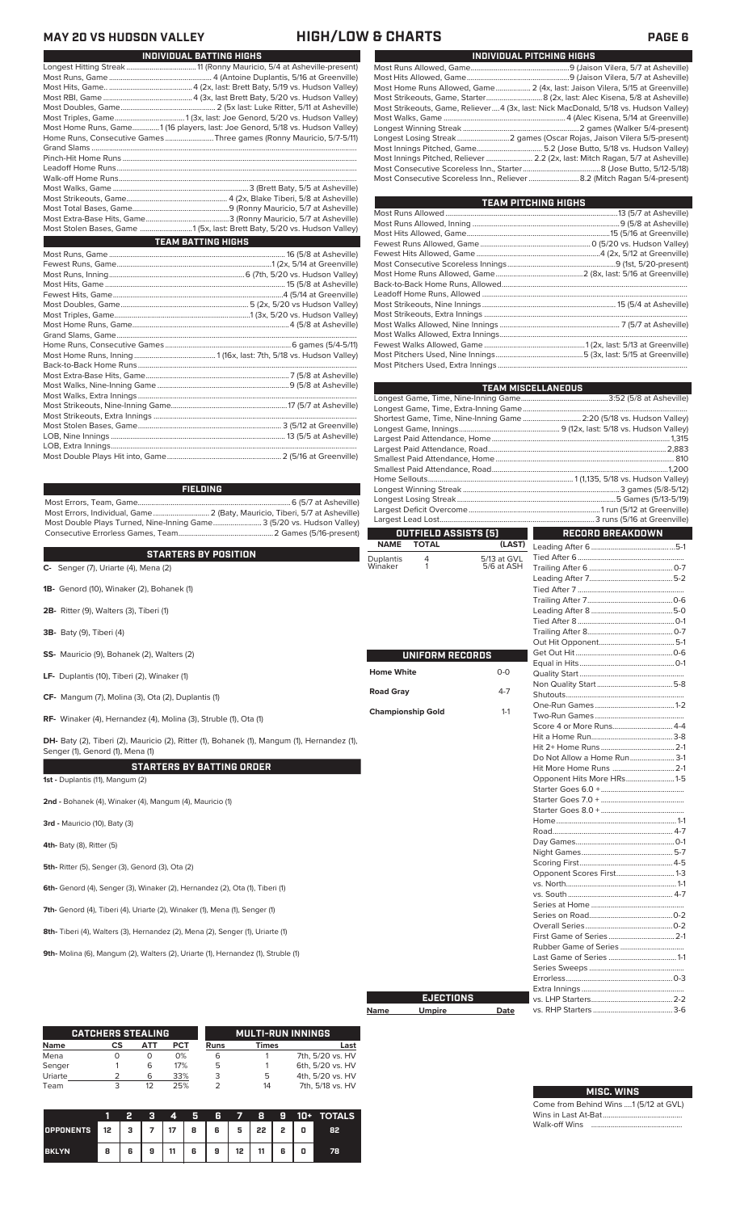# MAY 20 VS HUDSON VALLEY — HIGH/LOW & CHARTS

## INDIVIDUAL BATTING HIGHS

| | |
|---|---|
| Longest Hitting Streak | 11 (Ronny Mauricio, 5/4 at Asheville-present) |
| Most Runs, Game | 4 (Antoine Duplantis, 5/16 at Greenville) |
| Most Hits, Game | 4 (2x, last: Brett Baty, 5/19 vs. Hudson Valley) |
| Most RBI, Game | 4 (3x, last: Brett Baty, 5/20 vs. Hudson Valley) |
| Most Doubles, Game | 2 (5x last: Luke Ritter, 5/11 at Asheville) |
| Most Triples, Game | 1 (3x, last: Joe Genord, 5/20 vs. Hudson Valley) |
| Most Home Runs, Game | 1 (16 players, last: Joe Genord, 5/18 vs. Hudson Valley) |
| Home Runs, Consecutive Games | Three games (Ronny Mauricio, 5/7-5/11) |
| Grand Slams | |
| Pinch-Hit Home Runs | |
| Leadoff Home Runs | |
| Walk-off Home Runs | |
| Most Walks, Game | 3 (Brett Baty, 5/5 at Asheville) |
| Most Strikeouts, Game | 4 (2x, Blake Tiberi, 5/8 at Asheville) |
| Most Total Bases, Game | 9 (Ronny Mauricio, 5/7 at Asheville) |
| Most Extra-Base Hits, Game | 3 (Ronny Mauricio, 5/7 at Asheville) |
| Most Stolen Bases, Game | 1 (5x, last: Brett Baty, 5/20 vs. Hudson Valley) |

## TEAM BATTING HIGHS

| | |
|---|---|
| Most Runs, Game | 16 (5/8 at Asheville) |
| Fewest Runs, Game | 1 (2x, 5/14 at Greenville) |
| Most Runs, Inning | 6 (7th, 5/20 vs. Hudson Valley) |
| Most Hits, Game | 15 (5/8 at Asheville) |
| Fewest Hits, Game | 4 (5/14 at Greenville) |
| Most Doubles, Game | 5 (2x, 5/20 vs. Hudson Valley) |
| Most Triples, Game | 1 (3x, 5/20 vs. Hudson Valley) |
| Most Home Runs, Game | 4 (5/8 at Asheville) |
| Grand Slams, Game | |
| Home Runs, Consecutive Games | 6 games (5/4-5/11) |
| Most Home Runs, Inning | 1 (16x, last: 7th, 5/18 vs. Hudson Valley) |
| Back-to-Back Home Runs | |
| Most Extra-Base Hits, Game | 7 (5/8 at Asheville) |
| Most Walks, Nine-Inning Game | 9 (5/8 at Asheville) |
| Most Walks, Extra Innings | |
| Most Strikeouts, Nine-Inning Game | 17 (5/7 at Asheville) |
| Most Strikeouts, Extra Innings | |
| Most Stolen Bases, Game | 3 (5/12 at Greenville) |
| LOB, Nine Innings | 13 (5/5 at Asheville) |
| LOB, Extra Innings | |
| Most Double Plays Hit into, Game | 2 (5/16 at Greenville) |

## FIELDING

| | |
|---|---|
| Most Errors, Team, Game | 6 (5/7 at Asheville) |
| Most Errors, Individual, Game | 2 (Baty, Mauricio, Tiberi, 5/7 at Asheville) |
| Most Double Plays Turned, Nine-Inning Game | 3 (5/20 vs. Hudson Valley) |
| Consecutive Errorless Games, Team | 2 Games (5/16-present) |

## STARTERS BY POSITION

**C-** Senger (7), Uriarte (4), Mena (2)

**1B-** Genord (10), Winaker (2), Bohanek (1)

**2B-** Ritter (9), Walters (3), Tiberi (1)

**3B-** Baty (9), Tiberi (4)

**SS-** Mauricio (9), Bohanek (2), Walters (2)

**LF-** Duplantis (10), Tiberi (2), Winaker (1)

**CF-** Mangum (7), Molina (3), Ota (2), Duplantis (1)

**RF-** Winaker (4), Hernandez (4), Molina (3), Struble (1), Ota (1)

**DH-** Baty (2), Tiberi (2), Mauricio (2), Ritter (1), Bohanek (1), Mangum (1), Hernandez (1), Senger (1), Genord (1), Mena (1)

## STARTERS BY BATTING ORDER

**1st -** Duplantis (11), Mangum (2)

**2nd -** Bohanek (4), Winaker (4), Mangum (4), Mauricio (1)

**3rd -** Mauricio (10), Baty (3)

**4th-** Baty (8), Ritter (5)

**5th-** Ritter (5), Senger (3), Genord (3), Ota (2)

**6th-** Genord (4), Senger (3), Winaker (2), Hernandez (2), Ota (1), Tiberi (1)

**7th-** Genord (4), Tiberi (4), Uriarte (2), Winaker (1), Mena (1), Senger (1)

**8th-** Tiberi (4), Walters (3), Hernandez (2), Mena (2), Senger (1), Uriarte (1)

**9th-** Molina (6), Mangum (2), Walters (2), Uriarte (1), Hernandez (1), Struble (1)

## INDIVIDUAL PITCHING HIGHS

| | |
|---|---|
| Most Runs Allowed, Game | 9 (Jaison Vilera, 5/7 at Asheville) |
| Most Hits Allowed, Game | 9 (Jaison Vilera, 5/7 at Asheville) |
| Most Home Runs Allowed, Game | 2 (4x, last: Jaison Vilera, 5/15 at Greenville) |
| Most Strikeouts, Game, Starter | 8 (2x, last: Alec Kisena, 5/8 at Asheville) |
| Most Strikeouts, Game, Reliever | 4 (3x, last: Nick MacDonald, 5/18 vs. Hudson Valley) |
| Most Walks, Game | 4 (Alec Kisena, 5/14 at Greenville) |
| Longest Winning Streak | 2 games (Walker 5/4-present) |
| Longest Losing Streak | 2 games (Oscar Rojas, Jaison Vilera 5/5-present) |
| Most Innings Pitched, Game | 5.2 (Jose Butto, 5/18 vs. Hudson Valley) |
| Most Innings Pitched, Reliever | 2.2 (2x, last: Mitch Ragan, 5/7 at Asheville) |
| Most Consecutive Scoreless Inn., Starter | 8 (Jose Butto, 5/12-5/18) |
| Most Consecutive Scoreless Inn., Reliever | 8.2 (Mitch Ragan 5/4-present) |

## TEAM PITCHING HIGHS

| | |
|---|---|
| Most Runs Allowed | 13 (5/7 at Asheville) |
| Most Runs Allowed, Inning | 9 (5/8 at Asheville) |
| Most Hits Allowed, Game | 15 (5/16 at Greenville) |
| Fewest Runs Allowed, Game | 0 (5/20 vs. Hudson Valley) |
| Fewest Hits Allowed, Game | 4 (2x, 5/12 at Greenville) |
| Most Consecutive Scoreless Innings | 9 (1st, 5/20-present) |
| Most Home Runs Allowed, Game | 2 (8x, last: 5/16 at Greenville) |
| Back-to-Back Home Runs, Allowed | |
| Leadoff Home Runs, Allowed | |
| Most Strikeouts, Nine Innings | 15 (5/4 at Asheville) |
| Most Strikeouts, Extra Innings | |
| Most Walks Allowed, Nine Innings | 7 (5/7 at Asheville) |
| Most Walks Allowed, Extra Innings | |
| Fewest Walks Allowed, Game | 1 (2x, last: 5/13 at Greenville) |
| Most Pitchers Used, Nine Innings | 5 (3x, last: 5/15 at Greenville) |
| Most Pitchers Used, Extra Innings | |

## TEAM MISCELLANEOUS

| | |
|---|---|
| Longest Game, Time, Nine-Inning Game | 3:52 (5/8 at Asheville) |
| Longest Game, Time, Extra-Inning Game | |
| Shortest Game, Time, Nine-Inning Game | 2:20 (5/18 vs. Hudson Valley) |
| Longest Game, Innings | 9 (12x, last: 5/18 vs. Hudson Valley) |
| Largest Paid Attendance, Home | 1,315 |
| Largest Paid Attendance, Road | 2,883 |
| Smallest Paid Attendance, Home | 810 |
| Smallest Paid Attendance, Road | 1,200 |
| Home Sellouts | 1 (1,135, 5/18 vs. Hudson Valley) |
| Longest Winning Streak | 3 games (5/8-5/12) |
| Longest Losing Streak | 5 Games (5/13-5/19) |
| Largest Deficit Overcome | 1 run (5/12 at Greenville) |
| Largest Lead Lost | 3 runs (5/16 at Greenville) |

## OUTFIELD ASSISTS (5)

| NAME | TOTAL | (LAST) |
|---|---|---|
| Duplantis | 4 | 5/13 at GVL |
| Winaker | 1 | 5/6 at ASH |

## UNIFORM RECORDS

| | |
|---|---|
| Home White | 0-0 |
| Road Gray | 4-7 |
| Championship Gold | 1-1 |

## EJECTIONS

| Name | Umpire | Date |
|---|---|---|

## RECORD BREAKDOWN

| | |
|---|---|
| Leading After 6 | 5-1 |
| Tied After 6 | |
| Trailing After 6 | 0-7 |
| Leading After 7 | 5-2 |
| Tied After 7 | |
| Trailing After 7 | 0-6 |
| Leading After 8 | 5-0 |
| Tied After 8 | 0-1 |
| Trailing After 8 | 0-7 |
| Out Hit Opponent | 5-1 |
| Get Out Hit | 0-6 |
| Equal in Hits | 0-1 |
| Quality Start | |
| Non Quality Start | 5-8 |
| Shutouts | |
| One-Run Games | 1-2 |
| Two-Run Games | |
| Score 4 or More Runs | 4-4 |
| Hit a Home Run | 3-8 |
| Hit 2+ Home Runs | 2-1 |
| Do Not Allow a Home Run | 3-1 |
| Hit More Home Runs | 2-1 |
| Opponent Hits More HRs | 1-5 |
| Starter Goes 6.0 + | |
| Starter Goes 7.0 + | |
| Starter Goes 8.0 + | |
| Home | 1-1 |
| Road | 4-7 |
| Day Games | 0-1 |
| Night Games | 5-7 |
| Scoring First | 4-5 |
| Opponent Scores First | 1-3 |
| vs. North | 1-1 |
| vs. South | 4-7 |
| Series at Home | |
| Series on Road | 0-2 |
| Overall Series | 0-2 |
| First Game of Series | 2-1 |
| Rubber Game of Series | |
| Last Game of Series | 1-1 |
| Series Sweeps | |
| Errorless | 0-3 |
| Extra Innings | |
| vs. LHP Starters | 2-2 |
| vs. RHP Starters | 3-6 |

## CATCHERS STEALING

| Name | CS | ATT | PCT |
|---|---|---|---|
| Mena | 0 | 0 | 0% |
| Senger | 1 | 6 | 17% |
| Uriarte | 2 | 6 | 33% |
| Team | 3 | 12 | 25% |

## MULTI-RUN INNINGS

| Runs | Times | Last |
|---|---|---|
| 6 | 1 | 7th, 5/20 vs. HV |
| 5 | 1 | 6th, 5/20 vs. HV |
| 3 | 5 | 4th, 5/20 vs. HV |
| 2 | 14 | 7th, 5/18 vs. HV |

| | 1 | 2 | 3 | 4 | 5 | 6 | 7 | 8 | 9 | 10+ | TOTALS |
|---|---|---|---|---|---|---|---|---|---|---|---|
| OPPONENTS | 12 | 3 | 7 | 17 | 8 | 6 | 5 | 22 | 2 | 0 | 82 |
| BKLYN | 8 | 6 | 9 | 11 | 6 | 9 | 12 | 11 | 6 | 0 | 78 |

## MISC. WINS

| | |
|---|---|
| Come from Behind Wins | 1 (5/12 at GVL) |
| Wins in Last At-Bat | |
| Walk-off Wins | |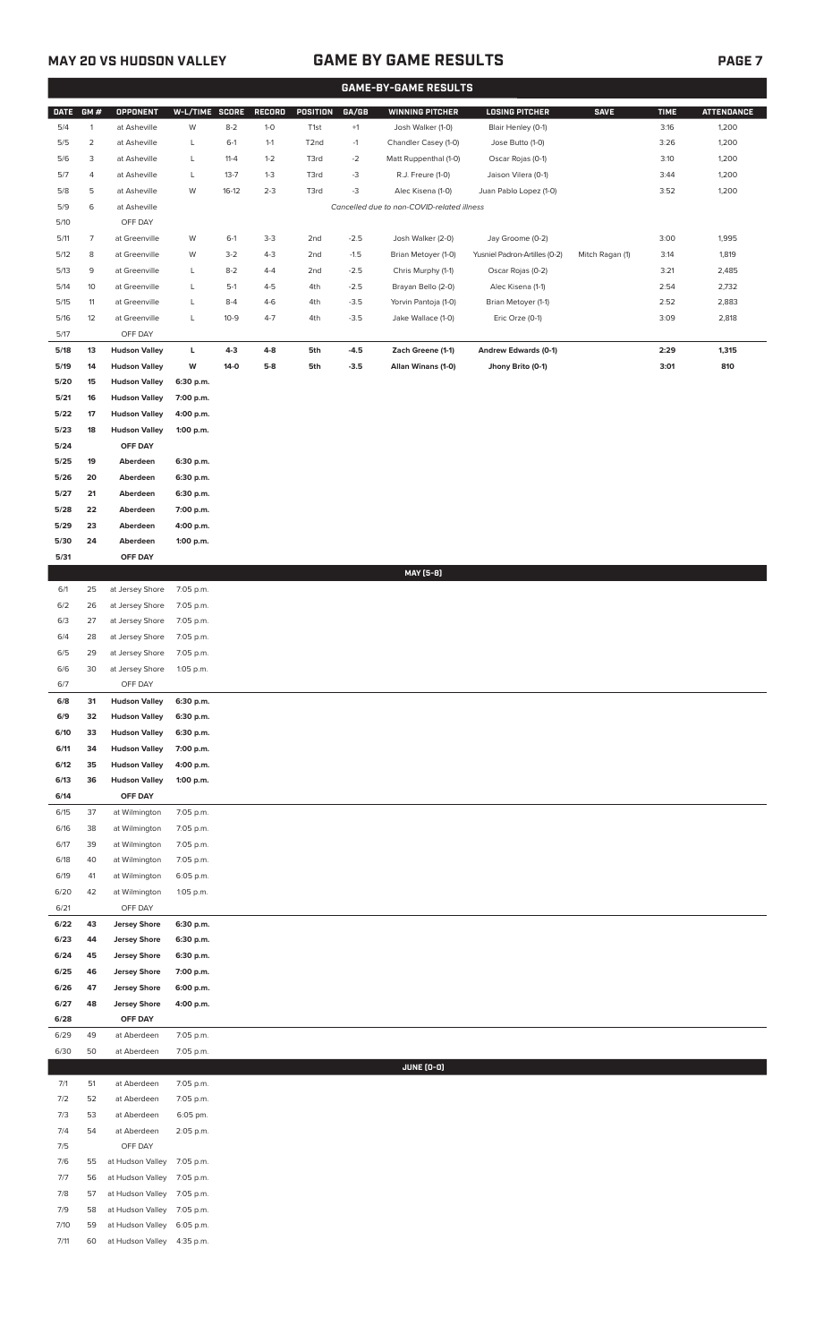## MAY 20 VS HUDSON VALLEY — GAME BY GAME RESULTS

### GAME-BY-GAME RESULTS

| DATE | GM # | OPPONENT | W-L/TIME | SCORE | RECORD | POSITION | GA/GB | WINNING PITCHER | LOSING PITCHER | SAVE | TIME | ATTENDANCE |
|---|---|---|---|---|---|---|---|---|---|---|---|---|
| 5/4 | 1 | at Asheville | W | 8-2 | 1-0 | T1st | +1 | Josh Walker (1-0) | Blair Henley (0-1) | | 3:16 | 1,200 |
| 5/5 | 2 | at Asheville | L | 6-1 | 1-1 | T2nd | -1 | Chandler Casey (1-0) | Jose Butto (1-0) | | 3:26 | 1,200 |
| 5/6 | 3 | at Asheville | L | 11-4 | 1-2 | T3rd | -2 | Matt Ruppenthal (1-0) | Oscar Rojas (0-1) | | 3:10 | 1,200 |
| 5/7 | 4 | at Asheville | L | 13-7 | 1-3 | T3rd | -3 | R.J. Freure (1-0) | Jaison Vilera (0-1) | | 3:44 | 1,200 |
| 5/8 | 5 | at Asheville | W | 16-12 | 2-3 | T3rd | -3 | Alec Kisena (1-0) | Juan Pablo Lopez (1-0) | | 3:52 | 1,200 |
| 5/9 | 6 | at Asheville | | | | | | *Cancelled due to non-COVID-related illness* | | | | |
| 5/10 | | OFF DAY | | | | | | | | | | |
| 5/11 | 7 | at Greenville | W | 6-1 | 3-3 | 2nd | -2.5 | Josh Walker (2-0) | Jay Groome (0-2) | | 3:00 | 1,995 |
| 5/12 | 8 | at Greenville | W | 3-2 | 4-3 | 2nd | -1.5 | Brian Metoyer (1-0) | Yusniel Padron-Artilles (0-2) | Mitch Ragan (1) | 3:14 | 1,819 |
| 5/13 | 9 | at Greenville | L | 8-2 | 4-4 | 2nd | -2.5 | Chris Murphy (1-1) | Oscar Rojas (0-2) | | 3:21 | 2,485 |
| 5/14 | 10 | at Greenville | L | 5-1 | 4-5 | 4th | -2.5 | Brayan Bello (2-0) | Alec Kisena (1-1) | | 2:54 | 2,732 |
| 5/15 | 11 | at Greenville | L | 8-4 | 4-6 | 4th | -3.5 | Yorvin Pantoja (1-0) | Brian Metoyer (1-1) | | 2:52 | 2,883 |
| 5/16 | 12 | at Greenville | L | 10-9 | 4-7 | 4th | -3.5 | Jake Wallace (1-0) | Eric Orze (0-1) | | 3:09 | 2,818 |
| 5/17 | | OFF DAY | | | | | | | | | | |
| **5/18** | **13** | **Hudson Valley** | **L** | **4-3** | **4-8** | **5th** | **-4.5** | **Zach Greene (1-1)** | **Andrew Edwards (0-1)** | | **2:29** | **1,315** |
| **5/19** | **14** | **Hudson Valley** | **W** | **14-0** | **5-8** | **5th** | **-3.5** | **Allan Winans (1-0)** | **Jhony Brito (0-1)** | | **3:01** | **810** |
| **5/20** | **15** | **Hudson Valley** | **6:30 p.m.** | | | | | | | | | |
| **5/21** | **16** | **Hudson Valley** | **7:00 p.m.** | | | | | | | | | |
| **5/22** | **17** | **Hudson Valley** | **4:00 p.m.** | | | | | | | | | |
| **5/23** | **18** | **Hudson Valley** | **1:00 p.m.** | | | | | | | | | |
| **5/24** | | **OFF DAY** | | | | | | | | | | |
| **5/25** | **19** | **Aberdeen** | **6:30 p.m.** | | | | | | | | | |
| **5/26** | **20** | **Aberdeen** | **6:30 p.m.** | | | | | | | | | |
| **5/27** | **21** | **Aberdeen** | **6:30 p.m.** | | | | | | | | | |
| **5/28** | **22** | **Aberdeen** | **7:00 p.m.** | | | | | | | | | |
| **5/29** | **23** | **Aberdeen** | **4:00 p.m.** | | | | | | | | | |
| **5/30** | **24** | **Aberdeen** | **1:00 p.m.** | | | | | | | | | |
| **5/31** | | **OFF DAY** | | | | | | | | | | |
| | | | | | | | | **MAY [5-8]** | | | | |
| 6/1 | 25 | at Jersey Shore | 7:05 p.m. | | | | | | | | | |
| 6/2 | 26 | at Jersey Shore | 7:05 p.m. | | | | | | | | | |
| 6/3 | 27 | at Jersey Shore | 7:05 p.m. | | | | | | | | | |
| 6/4 | 28 | at Jersey Shore | 7:05 p.m. | | | | | | | | | |
| 6/5 | 29 | at Jersey Shore | 7:05 p.m. | | | | | | | | | |
| 6/6 | 30 | at Jersey Shore | 1:05 p.m. | | | | | | | | | |
| 6/7 | | OFF DAY | | | | | | | | | | |
| **6/8** | **31** | **Hudson Valley** | **6:30 p.m.** | | | | | | | | | |
| **6/9** | **32** | **Hudson Valley** | **6:30 p.m.** | | | | | | | | | |
| **6/10** | **33** | **Hudson Valley** | **6:30 p.m.** | | | | | | | | | |
| **6/11** | **34** | **Hudson Valley** | **7:00 p.m.** | | | | | | | | | |
| **6/12** | **35** | **Hudson Valley** | **4:00 p.m.** | | | | | | | | | |
| **6/13** | **36** | **Hudson Valley** | **1:00 p.m.** | | | | | | | | | |
| **6/14** | | **OFF DAY** | | | | | | | | | | |
| 6/15 | 37 | at Wilmington | 7:05 p.m. | | | | | | | | | |
| 6/16 | 38 | at Wilmington | 7:05 p.m. | | | | | | | | | |
| 6/17 | 39 | at Wilmington | 7:05 p.m. | | | | | | | | | |
| 6/18 | 40 | at Wilmington | 7:05 p.m. | | | | | | | | | |
| 6/19 | 41 | at Wilmington | 6:05 p.m. | | | | | | | | | |
| 6/20 | 42 | at Wilmington | 1:05 p.m. | | | | | | | | | |
| 6/21 | | OFF DAY | | | | | | | | | | |
| **6/22** | **43** | **Jersey Shore** | **6:30 p.m.** | | | | | | | | | |
| **6/23** | **44** | **Jersey Shore** | **6:30 p.m.** | | | | | | | | | |
| **6/24** | **45** | **Jersey Shore** | **6:30 p.m.** | | | | | | | | | |
| **6/25** | **46** | **Jersey Shore** | **7:00 p.m.** | | | | | | | | | |
| **6/26** | **47** | **Jersey Shore** | **6:00 p.m.** | | | | | | | | | |
| **6/27** | **48** | **Jersey Shore** | **4:00 p.m.** | | | | | | | | | |
| **6/28** | | **OFF DAY** | | | | | | | | | | |
| 6/29 | 49 | at Aberdeen | 7:05 p.m. | | | | | | | | | |
| 6/30 | 50 | at Aberdeen | 7:05 p.m. | | | | | | | | | |
| | | | | | | | | **JUNE [0-0]** | | | | |
| 7/1 | 51 | at Aberdeen | 7:05 p.m. | | | | | | | | | |
| 7/2 | 52 | at Aberdeen | 7:05 p.m. | | | | | | | | | |
| 7/3 | 53 | at Aberdeen | 6:05 pm. | | | | | | | | | |
| 7/4 | 54 | at Aberdeen | 2:05 p.m. | | | | | | | | | |
| 7/5 | | OFF DAY | | | | | | | | | | |
| 7/6 | 55 | at Hudson Valley | 7:05 p.m. | | | | | | | | | |
| 7/7 | 56 | at Hudson Valley | 7:05 p.m. | | | | | | | | | |
| 7/8 | 57 | at Hudson Valley | 7:05 p.m. | | | | | | | | | |
| 7/9 | 58 | at Hudson Valley | 7:05 p.m. | | | | | | | | | |
| 7/10 | 59 | at Hudson Valley | 6:05 p.m. | | | | | | | | | |
| 7/11 | 60 | at Hudson Valley | 4:35 p.m. | | | | | | | | | |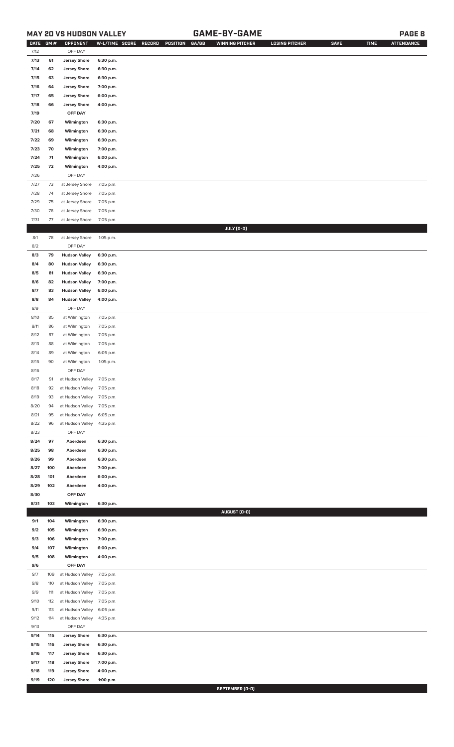## MAY 20 VS HUDSON VALLEY — GAME-BY-GAME

| DATE | GM # | OPPONENT | W-L/TIME | SCORE | RECORD | POSITION | GA/GB | WINNING PITCHER | LOSING PITCHER | SAVE | TIME | ATTENDANCE |
|---|---|---|---|---|---|---|---|---|---|---|---|---|
| 7/12 | | OFF DAY | | | | | | | | | | |
| 7/13 | 61 | Jersey Shore | 6:30 p.m. | | | | | | | | | |
| 7/14 | 62 | Jersey Shore | 6:30 p.m. | | | | | | | | | |
| 7/15 | 63 | Jersey Shore | 6:30 p.m. | | | | | | | | | |
| 7/16 | 64 | Jersey Shore | 7:00 p.m. | | | | | | | | | |
| 7/17 | 65 | Jersey Shore | 6:00 p.m. | | | | | | | | | |
| 7/18 | 66 | Jersey Shore | 4:00 p.m. | | | | | | | | | |
| 7/19 | | OFF DAY | | | | | | | | | | |
| 7/20 | 67 | Wilmington | 6:30 p.m. | | | | | | | | | |
| 7/21 | 68 | Wilmington | 6:30 p.m. | | | | | | | | | |
| 7/22 | 69 | Wilmington | 6:30 p.m. | | | | | | | | | |
| 7/23 | 70 | Wilmington | 7:00 p.m. | | | | | | | | | |
| 7/24 | 71 | Wilmington | 6:00 p.m. | | | | | | | | | |
| 7/25 | 72 | Wilmington | 4:00 p.m. | | | | | | | | | |
| 7/26 | | OFF DAY | | | | | | | | | | |
| 7/27 | 73 | at Jersey Shore | 7:05 p.m. | | | | | | | | | |
| 7/28 | 74 | at Jersey Shore | 7:05 p.m. | | | | | | | | | |
| 7/29 | 75 | at Jersey Shore | 7:05 p.m. | | | | | | | | | |
| 7/30 | 76 | at Jersey Shore | 7:05 p.m. | | | | | | | | | |
| 7/31 | 77 | at Jersey Shore | 7:05 p.m. | | | | | | | | | |
| | | | | | | | | JULY (0-0) | | | | |
| 8/1 | 78 | at Jersey Shore | 1:05 p.m. | | | | | | | | | |
| 8/2 | | OFF DAY | | | | | | | | | | |
| 8/3 | 79 | Hudson Valley | 6:30 p.m. | | | | | | | | | |
| 8/4 | 80 | Hudson Valley | 6:30 p.m. | | | | | | | | | |
| 8/5 | 81 | Hudson Valley | 6:30 p.m. | | | | | | | | | |
| 8/6 | 82 | Hudson Valley | 7:00 p.m. | | | | | | | | | |
| 8/7 | 83 | Hudson Valley | 6:00 p.m. | | | | | | | | | |
| 8/8 | 84 | Hudson Valley | 4:00 p.m. | | | | | | | | | |
| 8/9 | | OFF DAY | | | | | | | | | | |
| 8/10 | 85 | at Wilmington | 7:05 p.m. | | | | | | | | | |
| 8/11 | 86 | at Wilmington | 7:05 p.m. | | | | | | | | | |
| 8/12 | 87 | at Wilmington | 7:05 p.m. | | | | | | | | | |
| 8/13 | 88 | at Wilmington | 7:05 p.m. | | | | | | | | | |
| 8/14 | 89 | at Wilmington | 6:05 p.m. | | | | | | | | | |
| 8/15 | 90 | at Wilmington | 1:05 p.m. | | | | | | | | | |
| 8/16 | | OFF DAY | | | | | | | | | | |
| 8/17 | 91 | at Hudson Valley | 7:05 p.m. | | | | | | | | | |
| 8/18 | 92 | at Hudson Valley | 7:05 p.m. | | | | | | | | | |
| 8/19 | 93 | at Hudson Valley | 7:05 p.m. | | | | | | | | | |
| 8/20 | 94 | at Hudson Valley | 7:05 p.m. | | | | | | | | | |
| 8/21 | 95 | at Hudson Valley | 6:05 p.m. | | | | | | | | | |
| 8/22 | 96 | at Hudson Valley | 4:35 p.m. | | | | | | | | | |
| 8/23 | | OFF DAY | | | | | | | | | | |
| 8/24 | 97 | Aberdeen | 6:30 p.m. | | | | | | | | | |
| 8/25 | 98 | Aberdeen | 6:30 p.m. | | | | | | | | | |
| 8/26 | 99 | Aberdeen | 6:30 p.m. | | | | | | | | | |
| 8/27 | 100 | Aberdeen | 7:00 p.m. | | | | | | | | | |
| 8/28 | 101 | Aberdeen | 6:00 p.m. | | | | | | | | | |
| 8/29 | 102 | Aberdeen | 4:00 p.m. | | | | | | | | | |
| 8/30 | | OFF DAY | | | | | | | | | | |
| 8/31 | 103 | Wilmington | 6:30 p.m. | | | | | | | | | |
| | | | | | | | | AUGUST (0-0) | | | | |
| 9/1 | 104 | Wilmington | 6:30 p.m. | | | | | | | | | |
| 9/2 | 105 | Wilmington | 6:30 p.m. | | | | | | | | | |
| 9/3 | 106 | Wilmington | 7:00 p.m. | | | | | | | | | |
| 9/4 | 107 | Wilmington | 6:00 p.m. | | | | | | | | | |
| 9/5 | 108 | Wilmington | 4:00 p.m. | | | | | | | | | |
| 9/6 | | OFF DAY | | | | | | | | | | |
| 9/7 | 109 | at Hudson Valley | 7:05 p.m. | | | | | | | | | |
| 9/8 | 110 | at Hudson Valley | 7:05 p.m. | | | | | | | | | |
| 9/9 | 111 | at Hudson Valley | 7:05 p.m. | | | | | | | | | |
| 9/10 | 112 | at Hudson Valley | 7:05 p.m. | | | | | | | | | |
| 9/11 | 113 | at Hudson Valley | 6:05 p.m. | | | | | | | | | |
| 9/12 | 114 | at Hudson Valley | 4:35 p.m. | | | | | | | | | |
| 9/13 | | OFF DAY | | | | | | | | | | |
| 9/14 | 115 | Jersey Shore | 6:30 p.m. | | | | | | | | | |
| 9/15 | 116 | Jersey Shore | 6:30 p.m. | | | | | | | | | |
| 9/16 | 117 | Jersey Shore | 6:30 p.m. | | | | | | | | | |
| 9/17 | 118 | Jersey Shore | 7:00 p.m. | | | | | | | | | |
| 9/18 | 119 | Jersey Shore | 4:00 p.m. | | | | | | | | | |
| 9/19 | 120 | Jersey Shore | 1:00 p.m. | | | | | | | | | |
| | | | | | | | | SEPTEMBER (0-0) | | | | |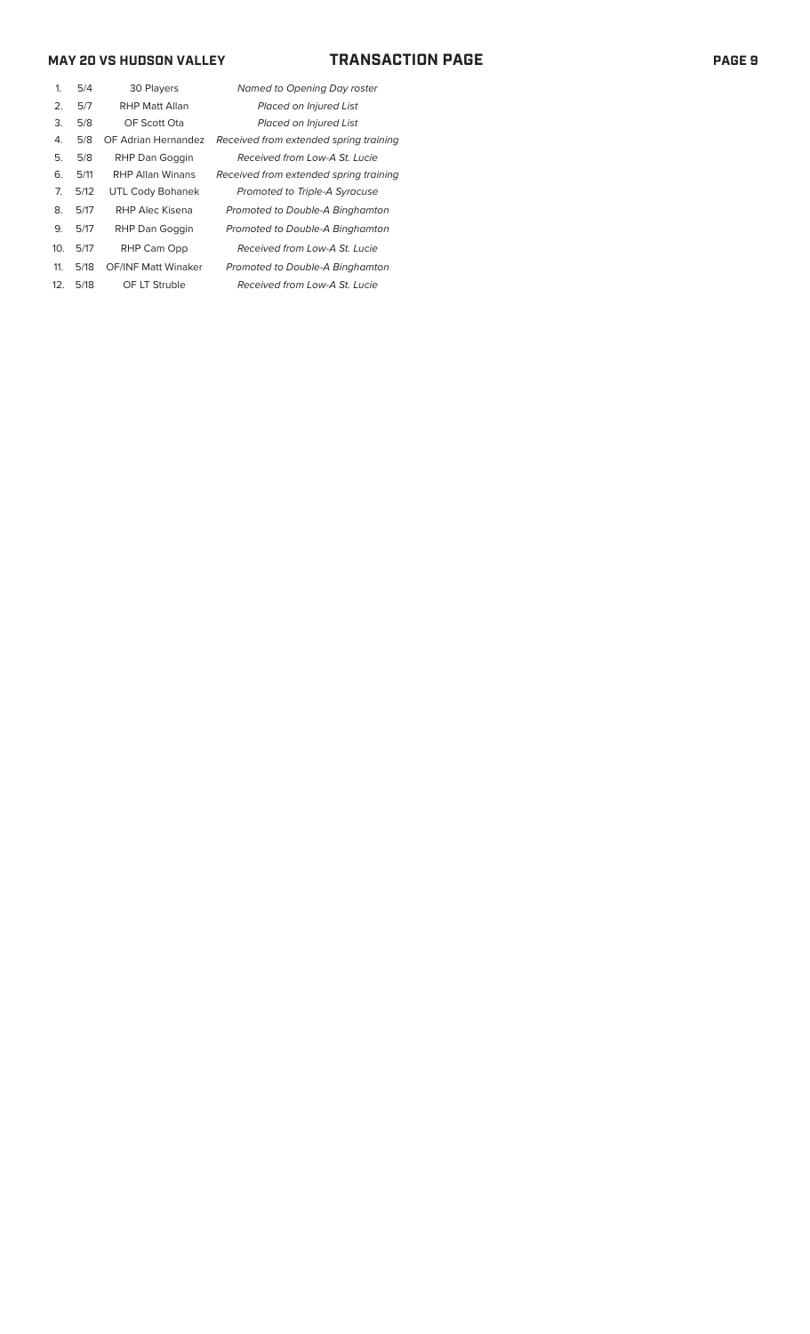## TRANSACTION PAGE

| | | | |
|---|---|---|---|
| 1. | 5/4 | 30 Players | *Named to Opening Day roster* |
| 2. | 5/7 | RHP Matt Allan | *Placed on Injured List* |
| 3. | 5/8 | OF Scott Ota | *Placed on Injured List* |
| 4. | 5/8 | OF Adrian Hernandez | *Received from extended spring training* |
| 5. | 5/8 | RHP Dan Goggin | *Received from Low-A St. Lucie* |
| 6. | 5/11 | RHP Allan Winans | *Received from extended spring training* |
| 7. | 5/12 | UTL Cody Bohanek | *Promoted to Triple-A Syracuse* |
| 8. | 5/17 | RHP Alec Kisena | *Promoted to Double-A Binghamton* |
| 9. | 5/17 | RHP Dan Goggin | *Promoted to Double-A Binghamton* |
| 10. | 5/17 | RHP Cam Opp | *Received from Low-A St. Lucie* |
| 11. | 5/18 | OF/INF Matt Winaker | *Promoted to Double-A Binghamton* |
| 12. | 5/18 | OF LT Struble | *Received from Low-A St. Lucie* |